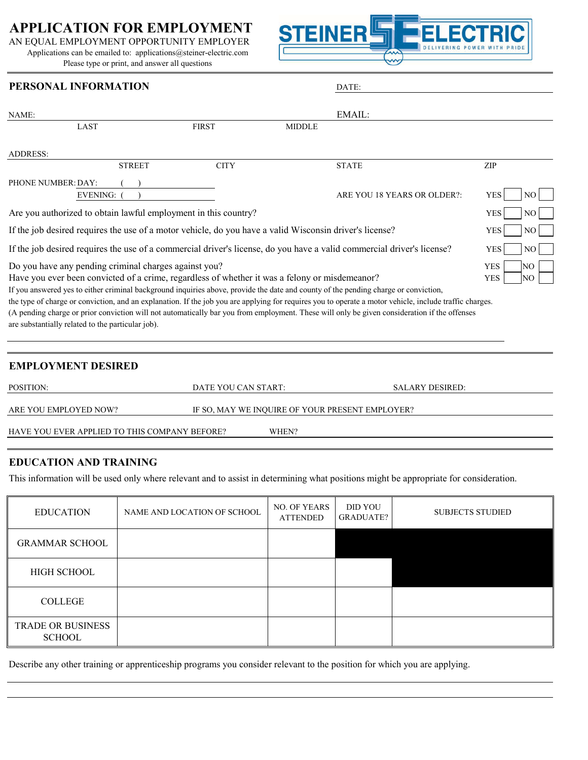# APPLICATION FOR EMPLOYMENT

AN EQUAL EMPLOYMENT OPPORTUNITY EMPLOYER

Applications can be emailed to: applications@steiner-electric.com

Please type or print, and answer all questions

STEINER ELECTRIC — DELIVERING POWER WITH PRIDE

## PERSONAL INFORMATION

DATE:

NAME: LAST FIRST MIDDLE

EMAIL:

ADDRESS: STREET CITY STATE ZIP

PHONE NUMBER: DAY: ( )

EVENING: ( )

ARE YOU 18 YEARS OR OLDER?: YES ☐ NO ☐

Are you authorized to obtain lawful employment in this country? YES ☐ NO ☐

If the job desired requires the use of a motor vehicle, do you have a valid Wisconsin driver's license? YES ☐ NO ☐

If the job desired requires the use of a commercial driver's license, do you have a valid commercial driver's license? YES ☐ NO ☐

Do you have any pending criminal charges against you? YES ☐ NO ☐

Have you ever been convicted of a crime, regardless of whether it was a felony or misdemeanor? YES ☐ NO ☐

If you answered yes to either criminal background inquiries above, provide the date and county of the pending charge or conviction, the type of charge or conviction, and an explanation. If the job you are applying for requires you to operate a motor vehicle, include traffic charges. (A pending charge or prior conviction will not automatically bar you from employment. These will only be given consideration if the offenses are substantially related to the particular job).

## EMPLOYMENT DESIRED

POSITION: DATE YOU CAN START: SALARY DESIRED:

ARE YOU EMPLOYED NOW? IF SO, MAY WE INQUIRE OF YOUR PRESENT EMPLOYER?

HAVE YOU EVER APPLIED TO THIS COMPANY BEFORE? WHEN?

## EDUCATION AND TRAINING

This information will be used only where relevant and to assist in determining what positions might be appropriate for consideration.

| EDUCATION | NAME AND LOCATION OF SCHOOL | NO. OF YEARS ATTENDED | DID YOU GRADUATE? | SUBJECTS STUDIED |
|---|---|---|---|---|
| GRAMMAR SCHOOL | | | | |
| HIGH SCHOOL | | | | |
| COLLEGE | | | | |
| TRADE OR BUSINESS SCHOOL | | | | |

Describe any other training or apprenticeship programs you consider relevant to the position for which you are applying.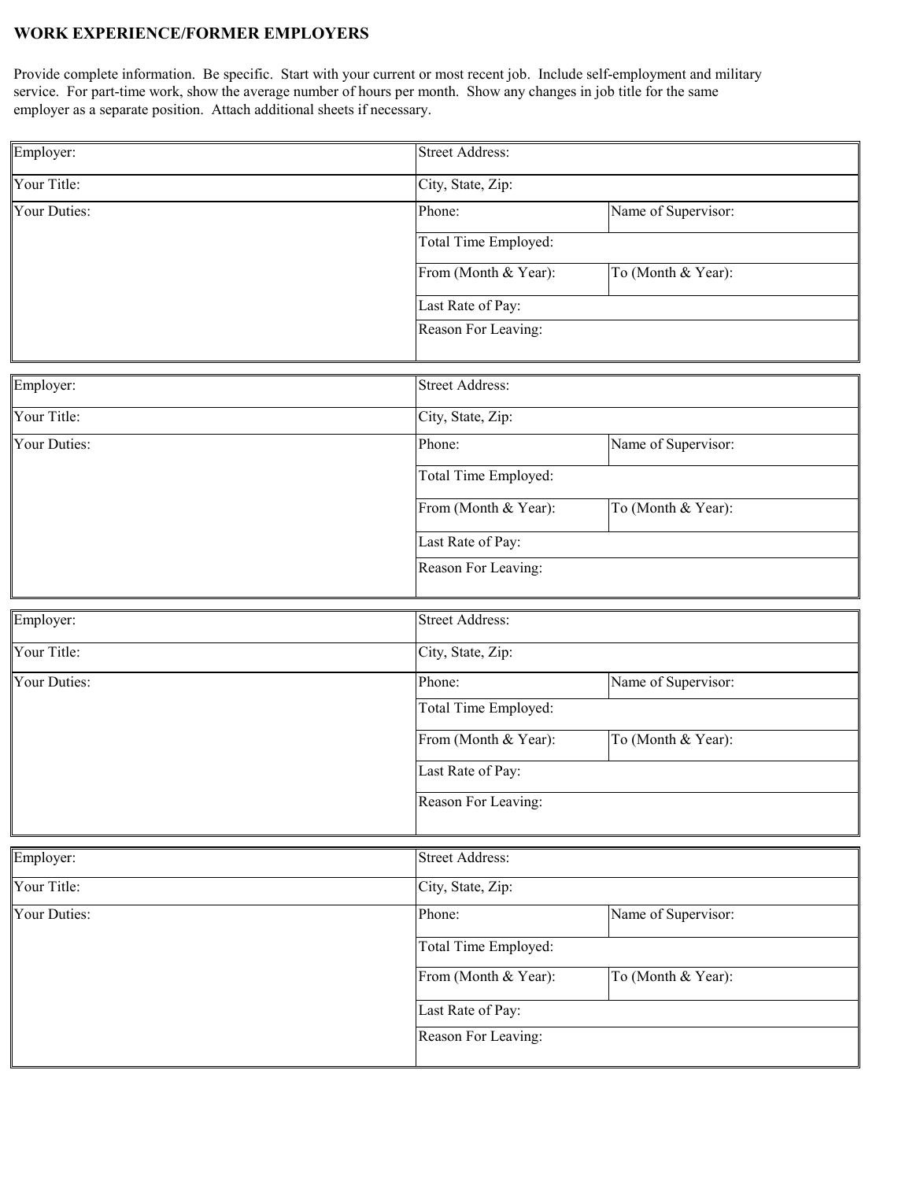## WORK EXPERIENCE/FORMER EMPLOYERS

Provide complete information. Be specific. Start with your current or most recent job. Include self-employment and military service. For part-time work, show the average number of hours per month. Show any changes in job title for the same employer as a separate position. Attach additional sheets if necessary.

| Employer: | Street Address: | |
|---|---|---|
| Your Title: | City, State, Zip: | |
| Your Duties: | Phone: | Name of Supervisor: |
| | Total Time Employed: | |
| | From (Month & Year): | To (Month & Year): |
| | Last Rate of Pay: | |
| | Reason For Leaving: | |

| Employer: | Street Address: | |
|---|---|---|
| Your Title: | City, State, Zip: | |
| Your Duties: | Phone: | Name of Supervisor: |
| | Total Time Employed: | |
| | From (Month & Year): | To (Month & Year): |
| | Last Rate of Pay: | |
| | Reason For Leaving: | |

| Employer: | Street Address: | |
|---|---|---|
| Your Title: | City, State, Zip: | |
| Your Duties: | Phone: | Name of Supervisor: |
| | Total Time Employed: | |
| | From (Month & Year): | To (Month & Year): |
| | Last Rate of Pay: | |
| | Reason For Leaving: | |

| Employer: | Street Address: | |
|---|---|---|
| Your Title: | City, State, Zip: | |
| Your Duties: | Phone: | Name of Supervisor: |
| | Total Time Employed: | |
| | From (Month & Year): | To (Month & Year): |
| | Last Rate of Pay: | |
| | Reason For Leaving: | |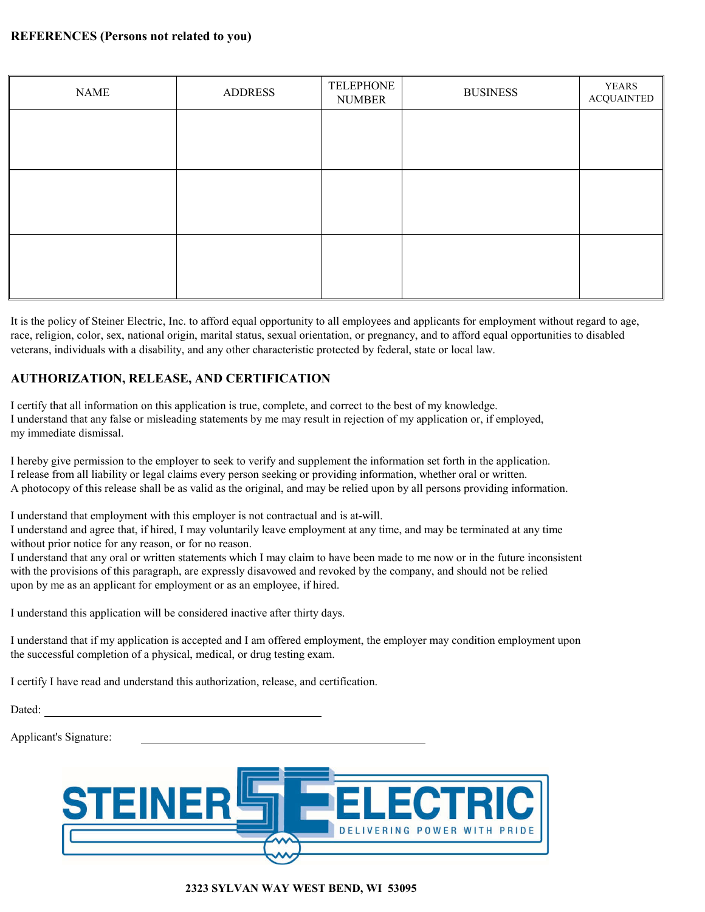**REFERENCES (Persons not related to you)**

| NAME | ADDRESS | TELEPHONE NUMBER | BUSINESS | YEARS ACQUAINTED |
|---|---|---|---|---|
| | | | | |
| | | | | |
| | | | | |

It is the policy of Steiner Electric, Inc. to afford equal opportunity to all employees and applicants for employment without regard to age, race, religion, color, sex, national origin, marital status, sexual orientation, or pregnancy, and to afford equal opportunities to disabled veterans, individuals with a disability, and any other characteristic protected by federal, state or local law.

## AUTHORIZATION, RELEASE, AND CERTIFICATION

I certify that all information on this application is true, complete, and correct to the best of my knowledge.
I understand that any false or misleading statements by me may result in rejection of my application or, if employed, my immediate dismissal.

I hereby give permission to the employer to seek to verify and supplement the information set forth in the application.
I release from all liability or legal claims every person seeking or providing information, whether oral or written.
A photocopy of this release shall be as valid as the original, and may be relied upon by all persons providing information.

I understand that employment with this employer is not contractual and is at-will.
I understand and agree that, if hired, I may voluntarily leave employment at any time, and may be terminated at any time without prior notice for any reason, or for no reason.
I understand that any oral or written statements which I may claim to have been made to me now or in the future inconsistent with the provisions of this paragraph, are expressly disavowed and revoked by the company, and should not be relied upon by me as an applicant for employment or as an employee, if hired.

I understand this application will be considered inactive after thirty days.

I understand that if my application is accepted and I am offered employment, the employer may condition employment upon the successful completion of a physical, medical, or drug testing exam.

I certify I have read and understand this authorization, release, and certification.

Dated: ______________________________

Applicant's Signature: ______________________________

STEINER ELECTRIC
DELIVERING POWER WITH PRIDE

**2323 SYLVAN WAY WEST BEND, WI 53095**